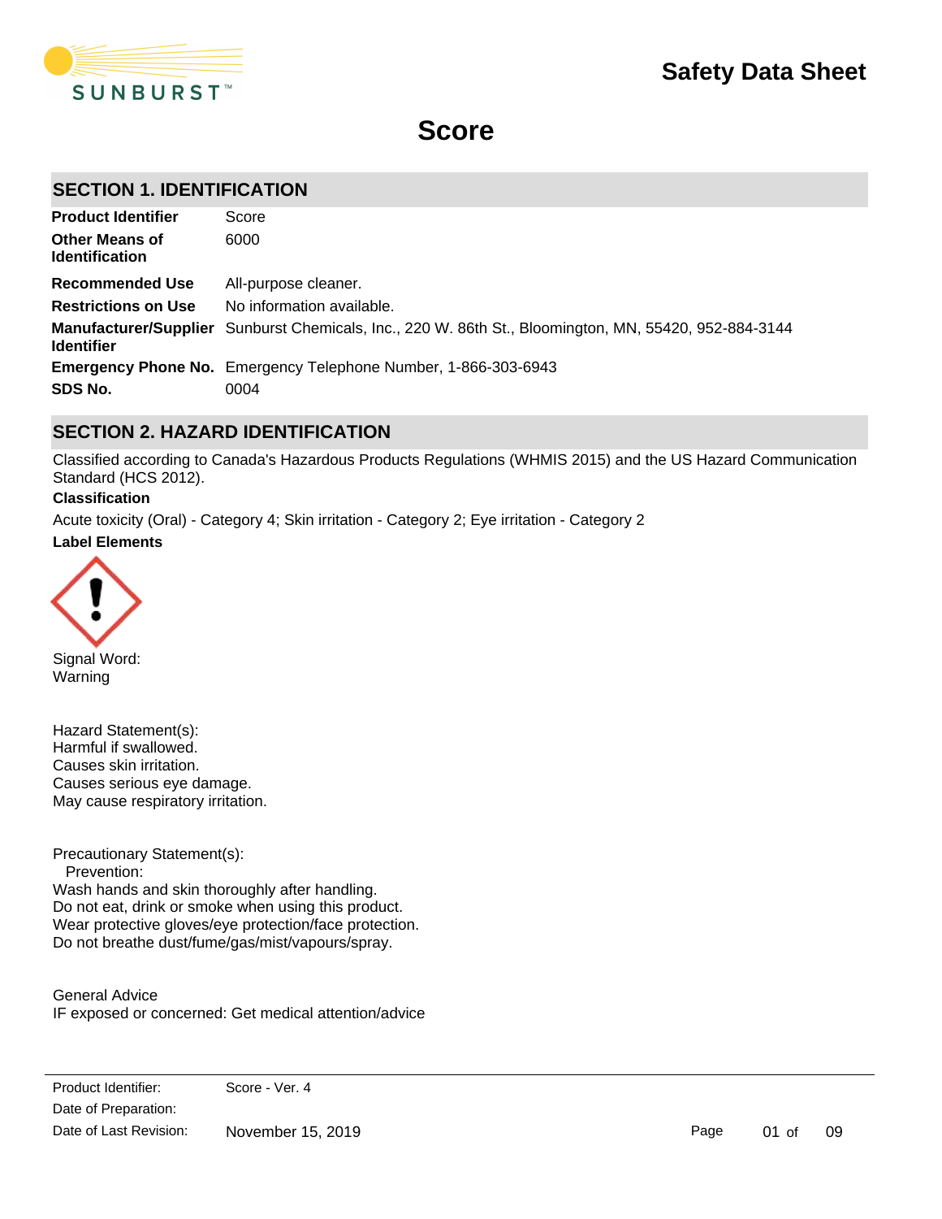# Safety Data Sheet

# Score

## SECTION 1. IDENTIFICATION

| | |
|---|---|
| **Product Identifier** | Score |
| **Other Means of Identification** | 6000 |
| **Recommended Use** | All-purpose cleaner. |
| **Restrictions on Use** | No information available. |
| **Manufacturer/Supplier Identifier** | Sunburst Chemicals, Inc., 220 W. 86th St., Bloomington, MN, 55420, 952-884-3144 |
| **Emergency Phone No.** | Emergency Telephone Number, 1-866-303-6943 |
| **SDS No.** | 0004 |

## SECTION 2. HAZARD IDENTIFICATION

Classified according to Canada's Hazardous Products Regulations (WHMIS 2015) and the US Hazard Communication Standard (HCS 2012).

**Classification**

Acute toxicity (Oral) - Category 4; Skin irritation - Category 2; Eye irritation - Category 2

**Label Elements**

Signal Word:
Warning

Hazard Statement(s):
Harmful if swallowed.
Causes skin irritation.
Causes serious eye damage.
May cause respiratory irritation.

Precautionary Statement(s):
Prevention:
Wash hands and skin thoroughly after handling.
Do not eat, drink or smoke when using this product.
Wear protective gloves/eye protection/face protection.
Do not breathe dust/fume/gas/mist/vapours/spray.

General Advice
IF exposed or concerned: Get medical attention/advice

Product Identifier: Score - Ver. 4
Date of Preparation:
Date of Last Revision: November 15, 2019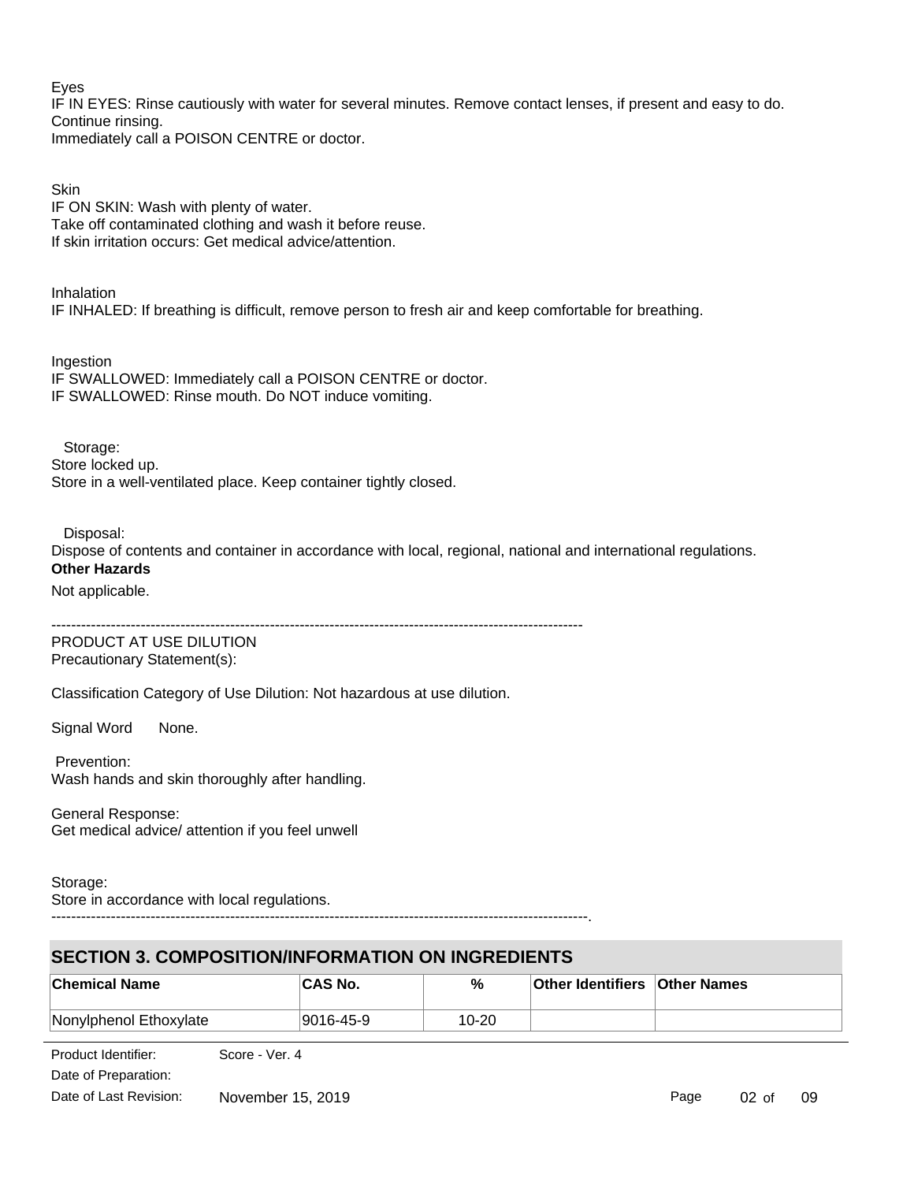Eyes
IF IN EYES: Rinse cautiously with water for several minutes. Remove contact lenses, if present and easy to do. Continue rinsing.
Immediately call a POISON CENTRE or doctor.

Skin
IF ON SKIN: Wash with plenty of water.
Take off contaminated clothing and wash it before reuse.
If skin irritation occurs: Get medical advice/attention.

Inhalation
IF INHALED: If breathing is difficult, remove person to fresh air and keep comfortable for breathing.

Ingestion
IF SWALLOWED: Immediately call a POISON CENTRE or doctor.
IF SWALLOWED: Rinse mouth. Do NOT induce vomiting.

Storage:
Store locked up.
Store in a well-ventilated place. Keep container tightly closed.

Disposal:
Dispose of contents and container in accordance with local, regional, national and international regulations.

**Other Hazards**

Not applicable.

----------------------------------------------------------------------------------------------------------

PRODUCT AT USE DILUTION
Precautionary Statement(s):

Classification Category of Use Dilution: Not hazardous at use dilution.

Signal Word None.

Prevention:
Wash hands and skin thoroughly after handling.

General Response:
Get medical advice/ attention if you feel unwell

Storage:
Store in accordance with local regulations.

----------------------------------------------------------------------------------------------------------.

## SECTION 3. COMPOSITION/INFORMATION ON INGREDIENTS

| Chemical Name | CAS No. | % | Other Identifiers | Other Names |
|---|---|---|---|---|
| Nonylphenol Ethoxylate | 9016-45-9 | 10-20 | | |

Product Identifier: Score - Ver. 4
Date of Preparation:
Date of Last Revision: November 15, 2019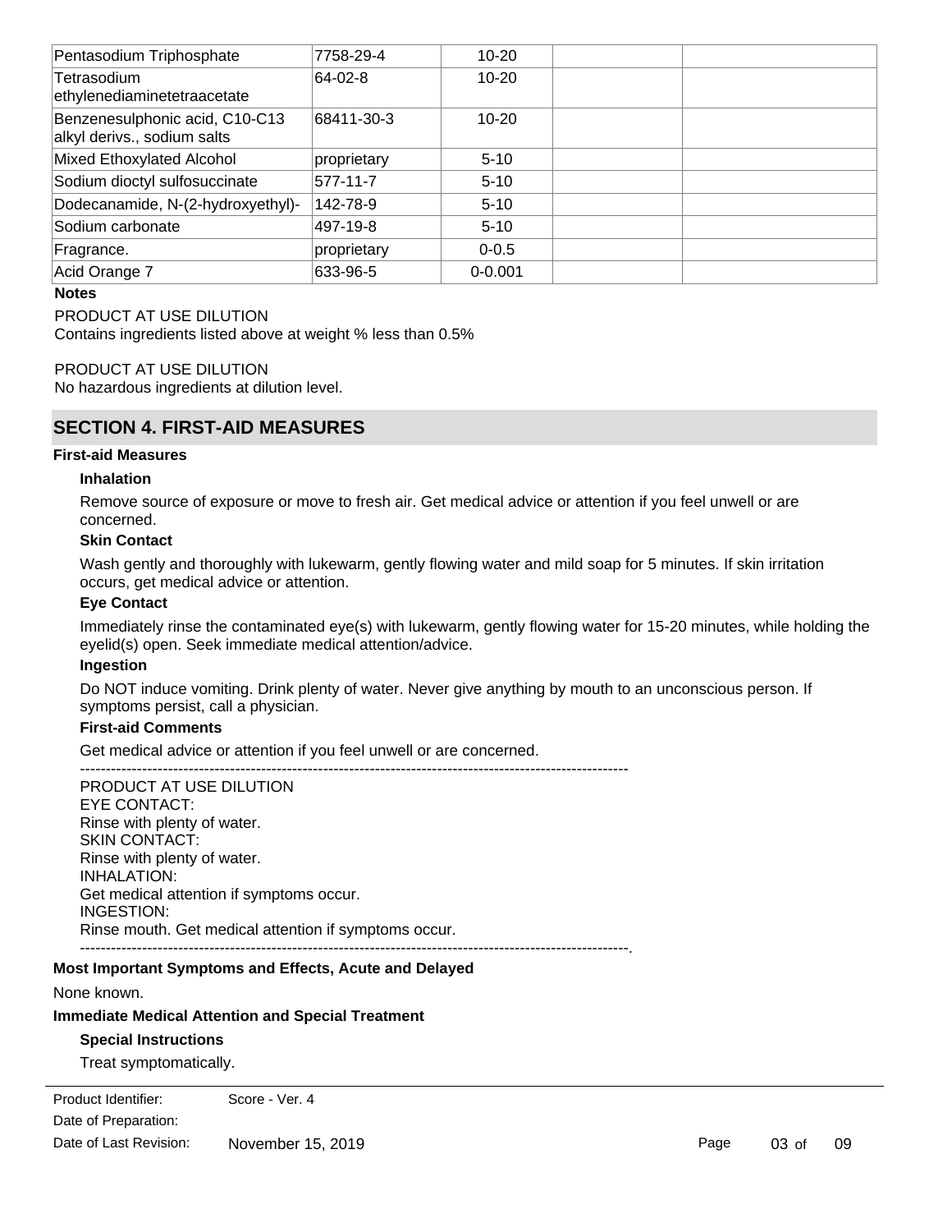| | | | | |
|---|---|---|---|---|
| Pentasodium Triphosphate | 7758-29-4 | 10-20 | | |
| Tetrasodium ethylenediaminetetraacetate | 64-02-8 | 10-20 | | |
| Benzenesulphonic acid, C10-C13 alkyl derivs., sodium salts | 68411-30-3 | 10-20 | | |
| Mixed Ethoxylated Alcohol | proprietary | 5-10 | | |
| Sodium dioctyl sulfosuccinate | 577-11-7 | 5-10 | | |
| Dodecanamide, N-(2-hydroxyethyl)- | 142-78-9 | 5-10 | | |
| Sodium carbonate | 497-19-8 | 5-10 | | |
| Fragrance. | proprietary | 0-0.5 | | |
| Acid Orange 7 | 633-96-5 | 0-0.001 | | |

**Notes**

PRODUCT AT USE DILUTION
Contains ingredients listed above at weight % less than 0.5%

PRODUCT AT USE DILUTION
No hazardous ingredients at dilution level.

## SECTION 4. FIRST-AID MEASURES

**First-aid Measures**

**Inhalation**

Remove source of exposure or move to fresh air. Get medical advice or attention if you feel unwell or are concerned.

**Skin Contact**

Wash gently and thoroughly with lukewarm, gently flowing water and mild soap for 5 minutes. If skin irritation occurs, get medical advice or attention.

**Eye Contact**

Immediately rinse the contaminated eye(s) with lukewarm, gently flowing water for 15-20 minutes, while holding the eyelid(s) open. Seek immediate medical attention/advice.

**Ingestion**

Do NOT induce vomiting. Drink plenty of water. Never give anything by mouth to an unconscious person. If symptoms persist, call a physician.

**First-aid Comments**

Get medical advice or attention if you feel unwell or are concerned.

----------------------------------------------------------------------------------------------------------
PRODUCT AT USE DILUTION
EYE CONTACT:
Rinse with plenty of water.
SKIN CONTACT:
Rinse with plenty of water.
INHALATION:
Get medical attention if symptoms occur.
INGESTION:
Rinse mouth. Get medical attention if symptoms occur.
----------------------------------------------------------------------------------------------------------.

**Most Important Symptoms and Effects, Acute and Delayed**

None known.

**Immediate Medical Attention and Special Treatment**

**Special Instructions**

Treat symptomatically.

| | |
|---|---|
| Product Identifier: | Score - Ver. 4 |
| Date of Preparation: | |
| Date of Last Revision: | November 15, 2019 |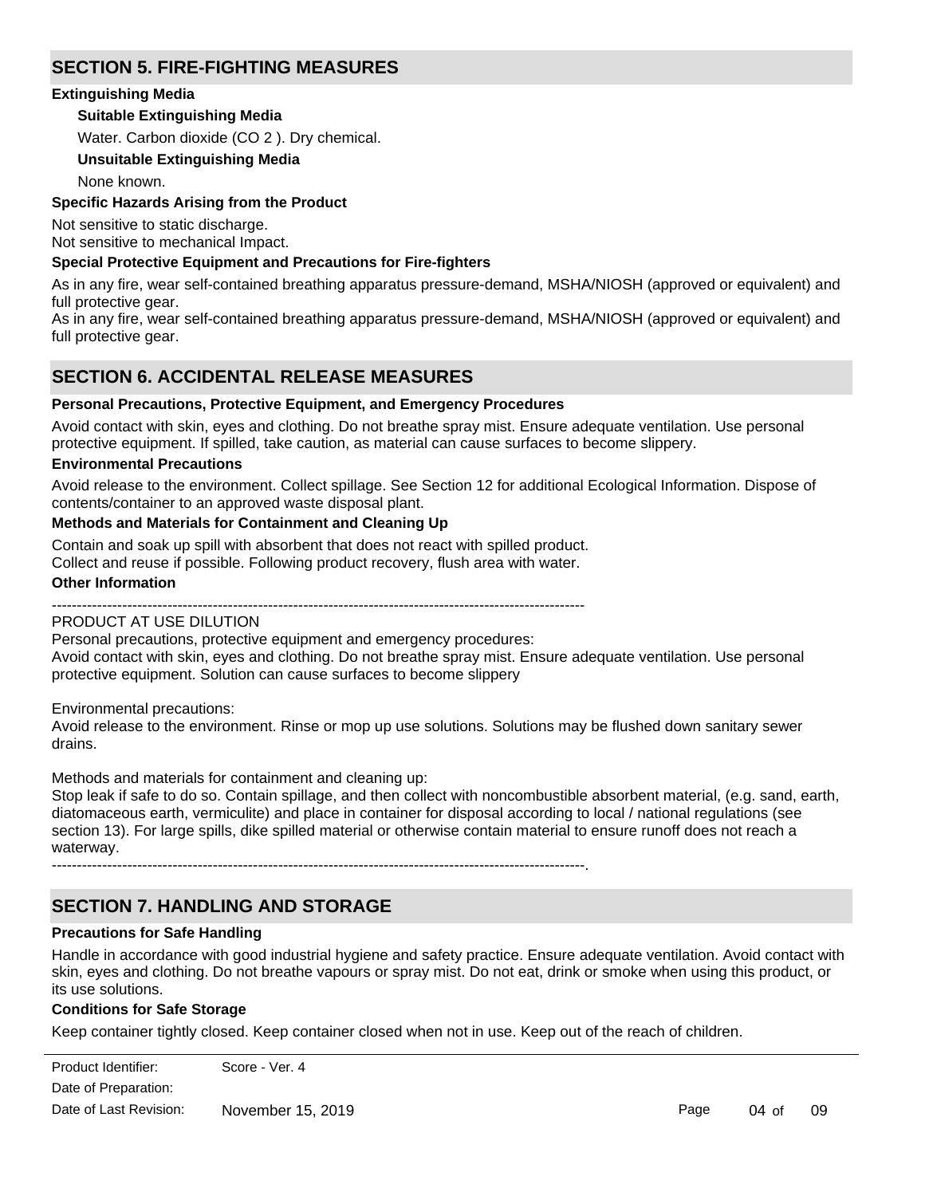## SECTION 5. FIRE-FIGHTING MEASURES

**Extinguishing Media**

**Suitable Extinguishing Media**

Water. Carbon dioxide ($CO_2$). Dry chemical.

**Unsuitable Extinguishing Media**

None known.

**Specific Hazards Arising from the Product**

Not sensitive to static discharge.
Not sensitive to mechanical Impact.

**Special Protective Equipment and Precautions for Fire-fighters**

As in any fire, wear self-contained breathing apparatus pressure-demand, MSHA/NIOSH (approved or equivalent) and full protective gear.
As in any fire, wear self-contained breathing apparatus pressure-demand, MSHA/NIOSH (approved or equivalent) and full protective gear.

## SECTION 6. ACCIDENTAL RELEASE MEASURES

**Personal Precautions, Protective Equipment, and Emergency Procedures**

Avoid contact with skin, eyes and clothing. Do not breathe spray mist. Ensure adequate ventilation. Use personal protective equipment. If spilled, take caution, as material can cause surfaces to become slippery.

**Environmental Precautions**

Avoid release to the environment. Collect spillage. See Section 12 for additional Ecological Information. Dispose of contents/container to an approved waste disposal plant.

**Methods and Materials for Containment and Cleaning Up**

Contain and soak up spill with absorbent that does not react with spilled product.
Collect and reuse if possible. Following product recovery, flush area with water.

**Other Information**

----------------------------------------------------------------------------------------------------------

PRODUCT AT USE DILUTION
Personal precautions, protective equipment and emergency procedures:
Avoid contact with skin, eyes and clothing. Do not breathe spray mist. Ensure adequate ventilation. Use personal protective equipment. Solution can cause surfaces to become slippery

Environmental precautions:
Avoid release to the environment. Rinse or mop up use solutions. Solutions may be flushed down sanitary sewer drains.

Methods and materials for containment and cleaning up:
Stop leak if safe to do so. Contain spillage, and then collect with noncombustible absorbent material, (e.g. sand, earth, diatomaceous earth, vermiculite) and place in container for disposal according to local / national regulations (see section 13). For large spills, dike spilled material or otherwise contain material to ensure runoff does not reach a waterway.

----------------------------------------------------------------------------------------------------------.

## SECTION 7. HANDLING AND STORAGE

**Precautions for Safe Handling**

Handle in accordance with good industrial hygiene and safety practice. Ensure adequate ventilation. Avoid contact with skin, eyes and clothing. Do not breathe vapours or spray mist. Do not eat, drink or smoke when using this product, or its use solutions.

**Conditions for Safe Storage**

Keep container tightly closed. Keep container closed when not in use. Keep out of the reach of children.

Product Identifier: Score - Ver. 4
Date of Preparation:
Date of Last Revision: November 15, 2019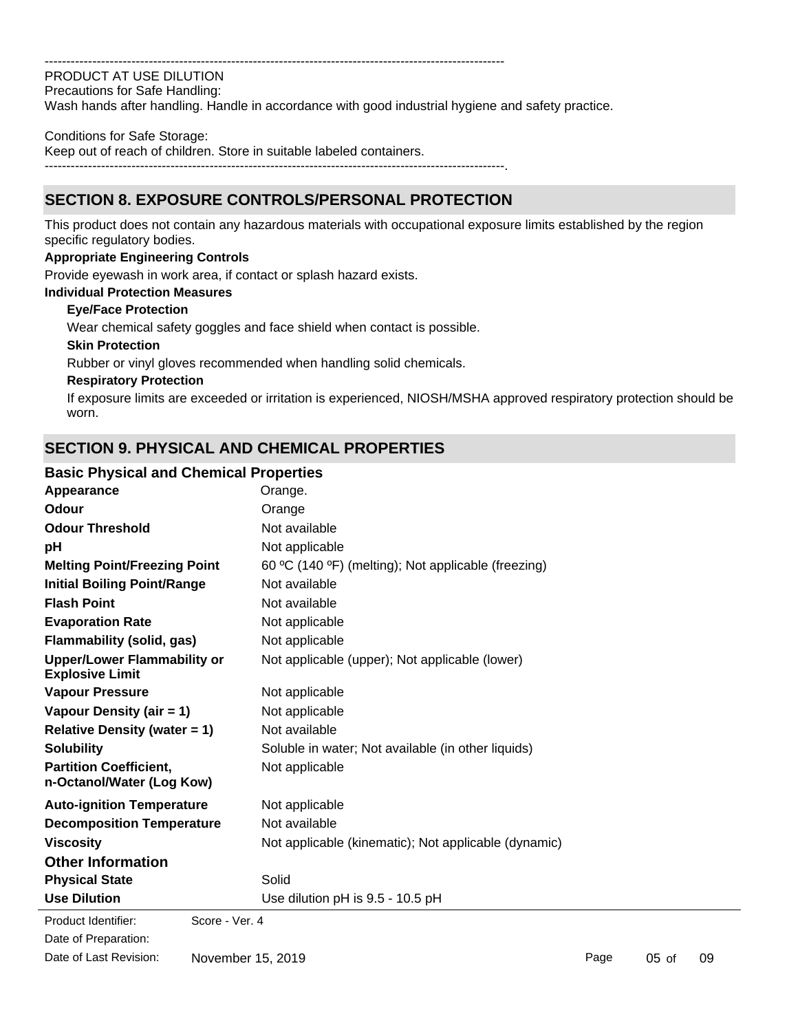----------------------------------------------------------------------------------------------------------

PRODUCT AT USE DILUTION

Precautions for Safe Handling:

Wash hands after handling. Handle in accordance with good industrial hygiene and safety practice.

Conditions for Safe Storage:

Keep out of reach of children. Store in suitable labeled containers.

----------------------------------------------------------------------------------------------------------.

## SECTION 8. EXPOSURE CONTROLS/PERSONAL PROTECTION

This product does not contain any hazardous materials with occupational exposure limits established by the region specific regulatory bodies.

**Appropriate Engineering Controls**

Provide eyewash in work area, if contact or splash hazard exists.

**Individual Protection Measures**

**Eye/Face Protection**

Wear chemical safety goggles and face shield when contact is possible.

**Skin Protection**

Rubber or vinyl gloves recommended when handling solid chemicals.

**Respiratory Protection**

If exposure limits are exceeded or irritation is experienced, NIOSH/MSHA approved respiratory protection should be worn.

## SECTION 9. PHYSICAL AND CHEMICAL PROPERTIES

### Basic Physical and Chemical Properties

| | |
|---|---|
| **Appearance** | Orange. |
| **Odour** | Orange |
| **Odour Threshold** | Not available |
| **pH** | Not applicable |
| **Melting Point/Freezing Point** | 60 ºC (140 ºF) (melting); Not applicable (freezing) |
| **Initial Boiling Point/Range** | Not available |
| **Flash Point** | Not available |
| **Evaporation Rate** | Not applicable |
| **Flammability (solid, gas)** | Not applicable |
| **Upper/Lower Flammability or Explosive Limit** | Not applicable (upper); Not applicable (lower) |
| **Vapour Pressure** | Not applicable |
| **Vapour Density (air = 1)** | Not applicable |
| **Relative Density (water = 1)** | Not available |
| **Solubility** | Soluble in water; Not available (in other liquids) |
| **Partition Coefficient, n-Octanol/Water (Log Kow)** | Not applicable |
| **Auto-ignition Temperature** | Not applicable |
| **Decomposition Temperature** | Not available |
| **Viscosity** | Not applicable (kinematic); Not applicable (dynamic) |

### Other Information

| | |
|---|---|
| **Physical State** | Solid |
| **Use Dilution** | Use dilution pH is 9.5 - 10.5 pH |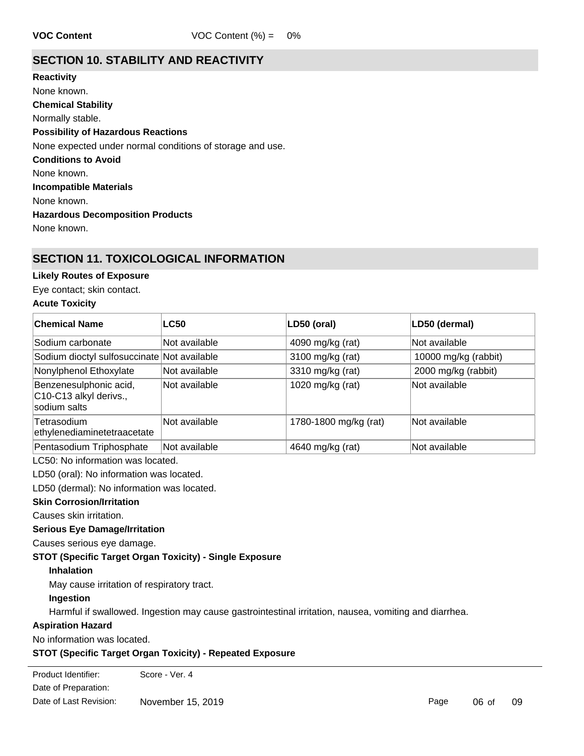**VOC Content** VOC Content (%) = 0%

## SECTION 10. STABILITY AND REACTIVITY

**Reactivity**

None known.

**Chemical Stability**

Normally stable.

**Possibility of Hazardous Reactions**

None expected under normal conditions of storage and use.

**Conditions to Avoid**

None known.

**Incompatible Materials**

None known.

**Hazardous Decomposition Products**

None known.

## SECTION 11. TOXICOLOGICAL INFORMATION

**Likely Routes of Exposure**

Eye contact; skin contact.

**Acute Toxicity**

| Chemical Name | LC50 | LD50 (oral) | LD50 (dermal) |
|---|---|---|---|
| Sodium carbonate | Not available | 4090 mg/kg (rat) | Not available |
| Sodium dioctyl sulfosuccinate | Not available | 3100 mg/kg (rat) | 10000 mg/kg (rabbit) |
| Nonylphenol Ethoxylate | Not available | 3310 mg/kg (rat) | 2000 mg/kg (rabbit) |
| Benzenesulphonic acid, C10-C13 alkyl derivs., sodium salts | Not available | 1020 mg/kg (rat) | Not available |
| Tetrasodium ethylenediaminetetraacetate | Not available | 1780-1800 mg/kg (rat) | Not available |
| Pentasodium Triphosphate | Not available | 4640 mg/kg (rat) | Not available |

LC50: No information was located.

LD50 (oral): No information was located.

LD50 (dermal): No information was located.

**Skin Corrosion/Irritation**

Causes skin irritation.

**Serious Eye Damage/Irritation**

Causes serious eye damage.

**STOT (Specific Target Organ Toxicity) - Single Exposure**

**Inhalation**

May cause irritation of respiratory tract.

**Ingestion**

Harmful if swallowed. Ingestion may cause gastrointestinal irritation, nausea, vomiting and diarrhea.

**Aspiration Hazard**

No information was located.

**STOT (Specific Target Organ Toxicity) - Repeated Exposure**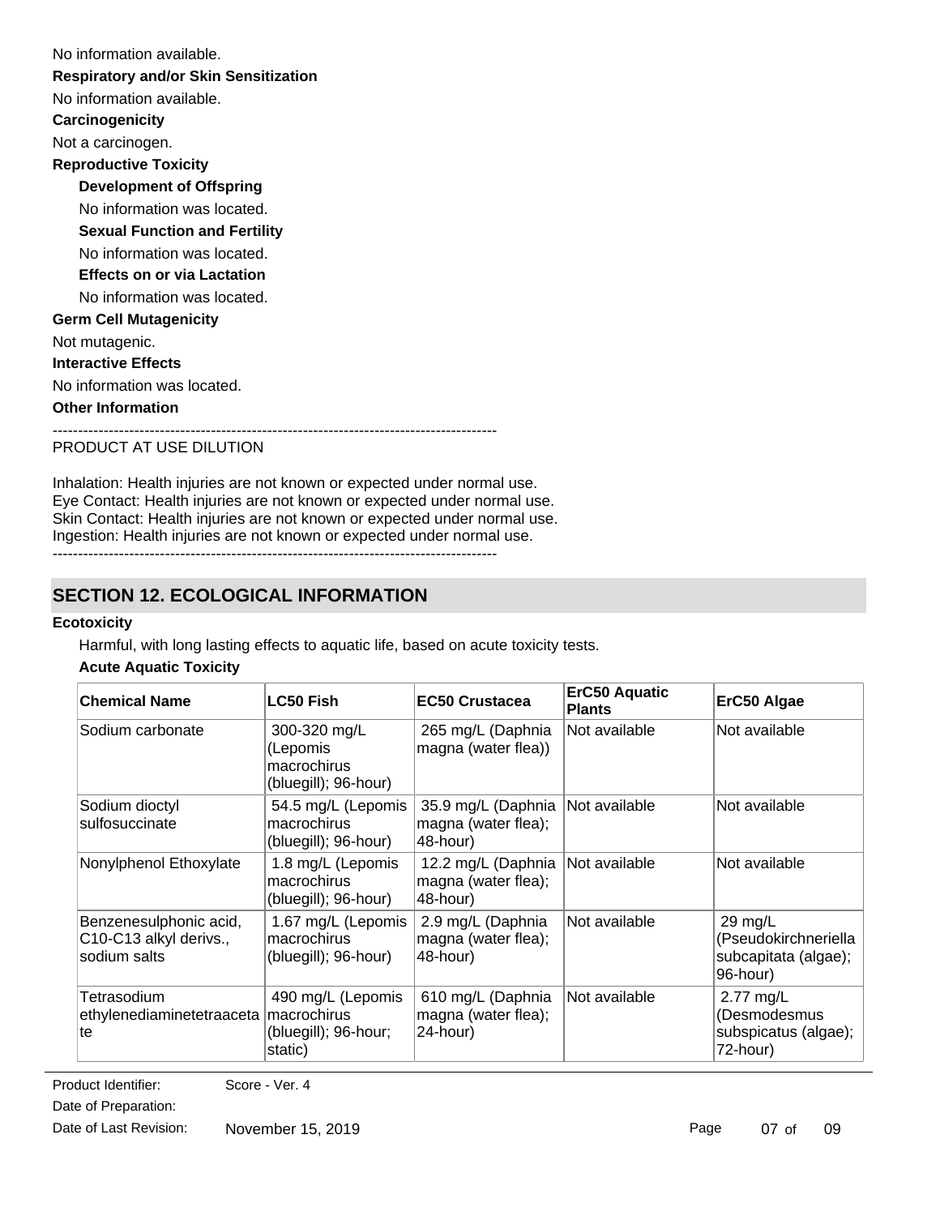No information available.

**Respiratory and/or Skin Sensitization**

No information available.

**Carcinogenicity**

Not a carcinogen.

**Reproductive Toxicity**

**Development of Offspring**

No information was located.

**Sexual Function and Fertility**

No information was located.

**Effects on or via Lactation**

No information was located.

**Germ Cell Mutagenicity**

Not mutagenic.

**Interactive Effects**

No information was located.

**Other Information**

---------------------------------------------------------------------------------------
PRODUCT AT USE DILUTION

Inhalation: Health injuries are not known or expected under normal use.
Eye Contact: Health injuries are not known or expected under normal use.
Skin Contact: Health injuries are not known or expected under normal use.
Ingestion: Health injuries are not known or expected under normal use.
---------------------------------------------------------------------------------------

## SECTION 12. ECOLOGICAL INFORMATION

**Ecotoxicity**

Harmful, with long lasting effects to aquatic life, based on acute toxicity tests.

**Acute Aquatic Toxicity**

| Chemical Name | LC50 Fish | EC50 Crustacea | ErC50 Aquatic Plants | ErC50 Algae |
|---|---|---|---|---|
| Sodium carbonate | 300-320 mg/L (Lepomis macrochirus (bluegill); 96-hour) | 265 mg/L (Daphnia magna (water flea)) | Not available | Not available |
| Sodium dioctyl sulfosuccinate | 54.5 mg/L (Lepomis macrochirus (bluegill); 96-hour) | 35.9 mg/L (Daphnia magna (water flea); 48-hour) | Not available | Not available |
| Nonylphenol Ethoxylate | 1.8 mg/L (Lepomis macrochirus (bluegill); 96-hour) | 12.2 mg/L (Daphnia magna (water flea); 48-hour) | Not available | Not available |
| Benzenesulphonic acid, C10-C13 alkyl derivs., sodium salts | 1.67 mg/L (Lepomis macrochirus (bluegill); 96-hour) | 2.9 mg/L (Daphnia magna (water flea); 48-hour) | Not available | 29 mg/L (Pseudokirchneriella subcapitata (algae); 96-hour) |
| Tetrasodium ethylenediaminetetraacetate | 490 mg/L (Lepomis macrochirus (bluegill); 96-hour; static) | 610 mg/L (Daphnia magna (water flea); 24-hour) | Not available | 2.77 mg/L (Desmodesmus subspicatus (algae); 72-hour) |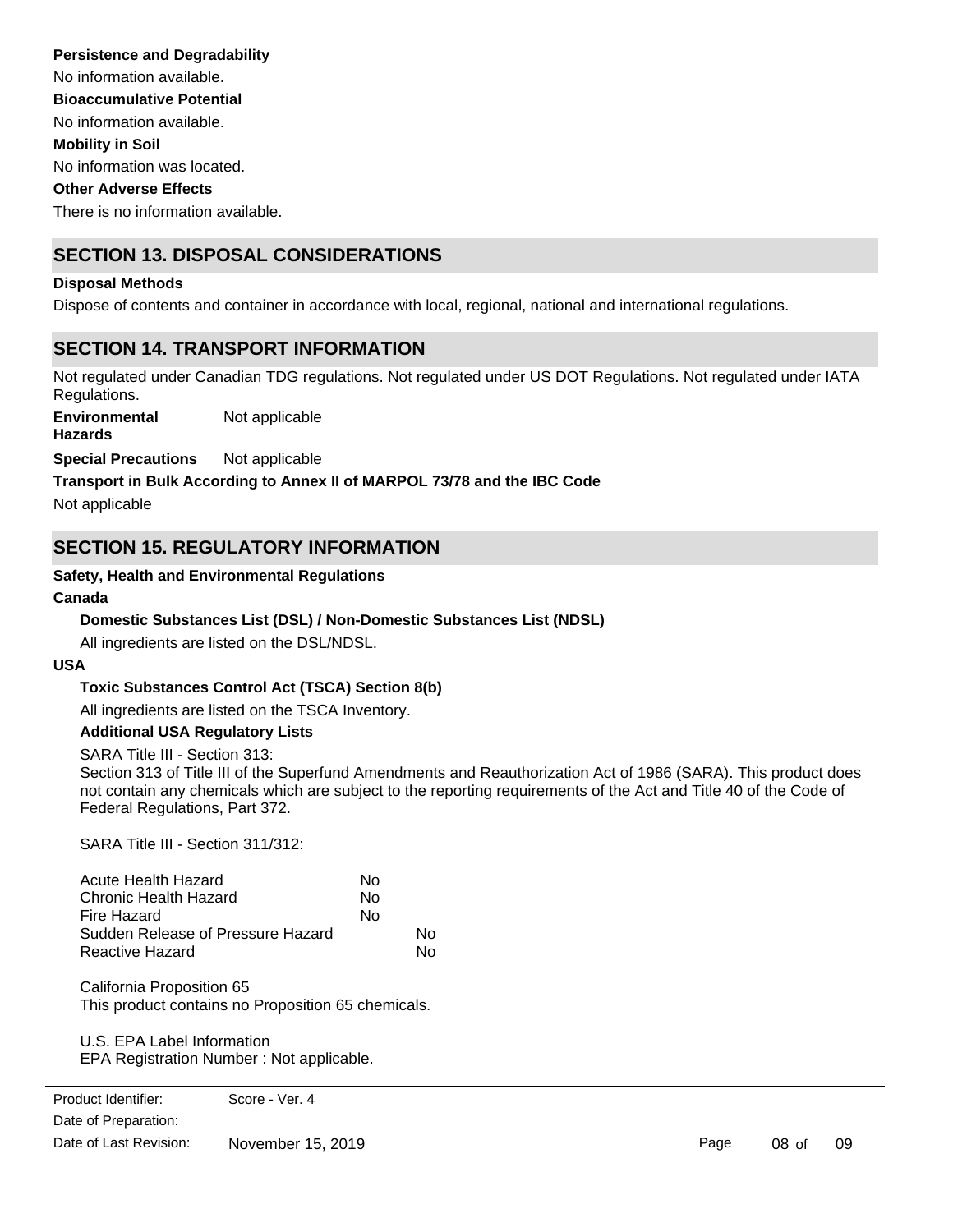**Persistence and Degradability**

No information available.

**Bioaccumulative Potential**

No information available.

**Mobility in Soil**

No information was located.

**Other Adverse Effects**

There is no information available.

## SECTION 13. DISPOSAL CONSIDERATIONS

**Disposal Methods**

Dispose of contents and container in accordance with local, regional, national and international regulations.

## SECTION 14. TRANSPORT INFORMATION

Not regulated under Canadian TDG regulations. Not regulated under US DOT Regulations. Not regulated under IATA Regulations.

**Environmental Hazards** Not applicable

**Special Precautions** Not applicable

**Transport in Bulk According to Annex II of MARPOL 73/78 and the IBC Code**

Not applicable

## SECTION 15. REGULATORY INFORMATION

**Safety, Health and Environmental Regulations**

**Canada**

**Domestic Substances List (DSL) / Non-Domestic Substances List (NDSL)**

All ingredients are listed on the DSL/NDSL.

**USA**

**Toxic Substances Control Act (TSCA) Section 8(b)**

All ingredients are listed on the TSCA Inventory.

**Additional USA Regulatory Lists**

SARA Title III - Section 313:
Section 313 of Title III of the Superfund Amendments and Reauthorization Act of 1986 (SARA). This product does not contain any chemicals which are subject to the reporting requirements of the Act and Title 40 of the Code of Federal Regulations, Part 372.

SARA Title III - Section 311/312:

| | |
|---|---|
| Acute Health Hazard | No |
| Chronic Health Hazard | No |
| Fire Hazard | No |
| Sudden Release of Pressure Hazard | No |
| Reactive Hazard | No |

California Proposition 65
This product contains no Proposition 65 chemicals.

U.S. EPA Label Information
EPA Registration Number : Not applicable.

Product Identifier: Score - Ver. 4
Date of Preparation:
Date of Last Revision: November 15, 2019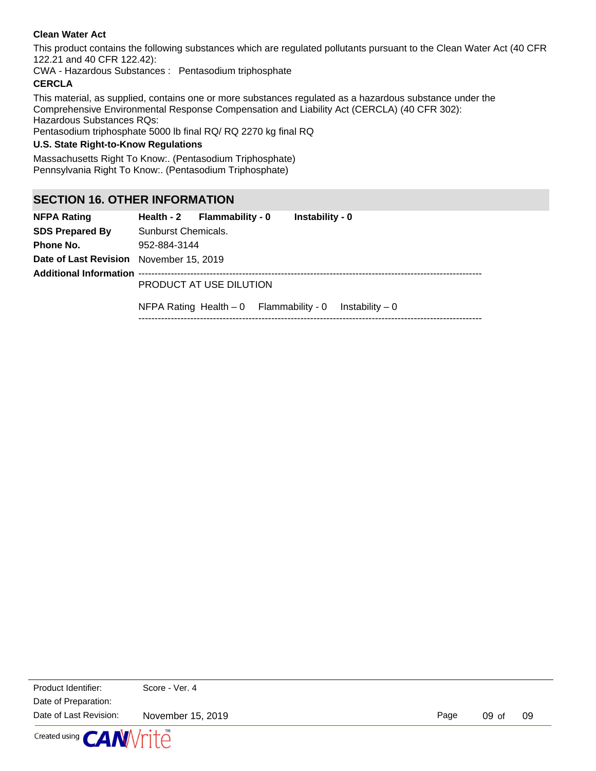**Clean Water Act**

This product contains the following substances which are regulated pollutants pursuant to the Clean Water Act (40 CFR 122.21 and 40 CFR 122.42):
CWA - Hazardous Substances : Pentasodium triphosphate

**CERCLA**

This material, as supplied, contains one or more substances regulated as a hazardous substance under the Comprehensive Environmental Response Compensation and Liability Act (CERCLA) (40 CFR 302):
Hazardous Substances RQs:
Pentasodium triphosphate 5000 lb final RQ/ RQ 2270 kg final RQ

**U.S. State Right-to-Know Regulations**

Massachusetts Right To Know:. (Pentasodium Triphosphate)
Pennsylvania Right To Know:. (Pentasodium Triphosphate)

## SECTION 16. OTHER INFORMATION

| | |
|---|---|
| **NFPA Rating** | **Health - 2 Flammability - 0 Instability - 0** |
| **SDS Prepared By** | Sunburst Chemicals. |
| **Phone No.** | 952-884-3144 |
| **Date of Last Revision** | November 15, 2019 |
| **Additional Information** | PRODUCT AT USE DILUTION<br>NFPA Rating Health – 0 Flammability - 0 Instability – 0 |

Product Identifier: Score - Ver. 4
Date of Preparation:
Date of Last Revision: November 15, 2019